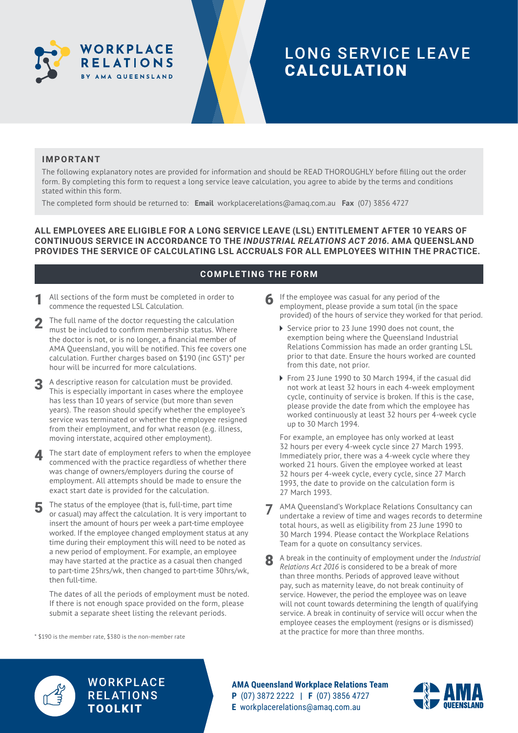# LONG SERVICE LEAVE CALCULATION

**IMPORTANT**

The following explanatory notes are provided for information and should be READ THOROUGHLY before filling out the order form. By completing this form to request a long service leave calculation, you agree to abide by the terms and conditions stated within this form.

The completed form should be returned to: **Email** workplacerelations@amaq.com.au **Fax** (07) 3856 4727

**ALL EMPLOYEES ARE ELIGIBLE FOR A LONG SERVICE LEAVE (LSL) ENTITLEMENT AFTER 10 YEARS OF CONTINUOUS SERVICE IN ACCORDANCE TO THE *INDUSTRIAL RELATIONS ACT 2016*. AMA QUEENSLAND PROVIDES THE SERVICE OF CALCULATING LSL ACCRUALS FOR ALL EMPLOYEES WITHIN THE PRACTICE.**

## COMPLETING THE FORM

1. All sections of the form must be completed in order to commence the requested LSL Calculation.

2. The full name of the doctor requesting the calculation must be included to confirm membership status. Where the doctor is not, or is no longer, a financial member of AMA Queensland, you will be notified. This fee covers one calculation. Further charges based on $190 (inc GST)* per hour will be incurred for more calculations.

3. A descriptive reason for calculation must be provided. This is especially important in cases where the employee has less than 10 years of service (but more than seven years). The reason should specify whether the employee's service was terminated or whether the employee resigned from their employment, and for what reason (e.g. illness, moving interstate, acquired other employment).

4. The start date of employment refers to when the employee commenced with the practice regardless of whether there was change of owners/employers during the course of employment. All attempts should be made to ensure the exact start date is provided for the calculation.

5. The status of the employee (that is, full-time, part time or casual) may affect the calculation. It is very important to insert the amount of hours per week a part-time employee worked. If the employee changed employment status at any time during their employment this will need to be noted as a new period of employment. For example, an employee may have started at the practice as a casual then changed to part-time 25hrs/wk, then changed to part-time 30hrs/wk, then full-time.

   The dates of all the periods of employment must be noted. If there is not enough space provided on the form, please submit a separate sheet listing the relevant periods.

6. If the employee was casual for any period of the employment, please provide a sum total (in the space provided) of the hours of service they worked for that period.

   - Service prior to 23 June 1990 does not count, the exemption being where the Queensland Industrial Relations Commission has made an order granting LSL prior to that date. Ensure the hours worked are counted from this date, not prior.
   - From 23 June 1990 to 30 March 1994, if the casual did not work at least 32 hours in each 4-week employment cycle, continuity of service is broken. If this is the case, please provide the date from which the employee has worked continuously at least 32 hours per 4-week cycle up to 30 March 1994.

   For example, an employee has only worked at least 32 hours per every 4-week cycle since 27 March 1993. Immediately prior, there was a 4-week cycle where they worked 21 hours. Given the employee worked at least 32 hours per 4-week cycle, every cycle, since 27 March 1993, the date to provide on the calculation form is 27 March 1993.

7. AMA Queensland's Workplace Relations Consultancy can undertake a review of time and wages records to determine total hours, as well as eligibility from 23 June 1990 to 30 March 1994. Please contact the Workplace Relations Team for a quote on consultancy services.

8. A break in the continuity of employment under the *Industrial Relations Act 2016* is considered to be a break of more than three months. Periods of approved leave without pay, such as maternity leave, do not break continuity of service. However, the period the employee was on leave will not count towards determining the length of qualifying service. A break in continuity of service will occur when the employee ceases the employment (resigns or is dismissed) at the practice for more than three months.

\* $190 is the member rate, $380 is the non-member rate

**AMA Queensland Workplace Relations Team**
**P** (07) 3872 2222 | **F** (07) 3856 4727
**E** workplacerelations@amaq.com.au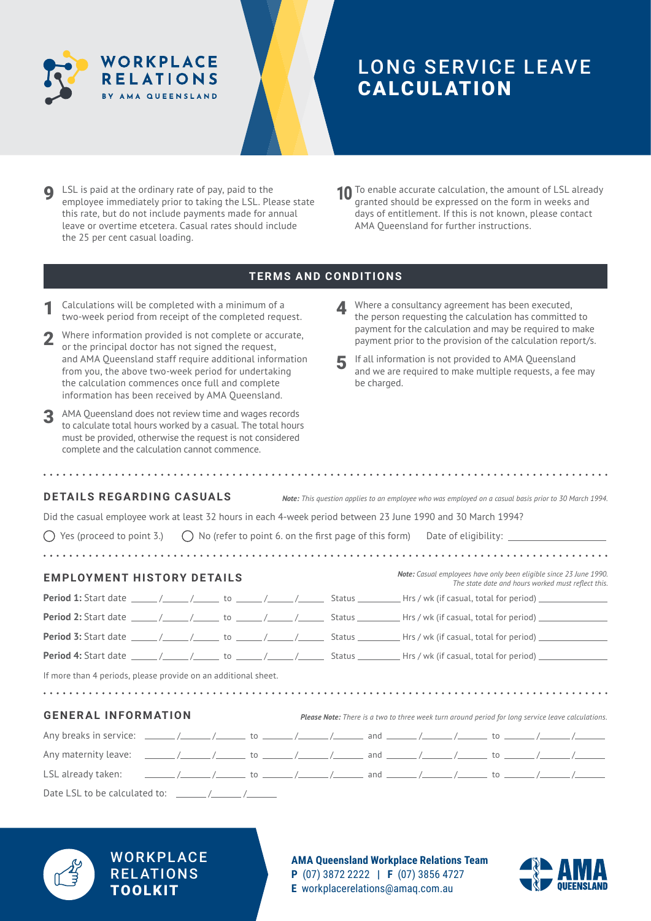# LONG SERVICE LEAVE CALCULATION

**9** LSL is paid at the ordinary rate of pay, paid to the employee immediately prior to taking the LSL. Please state this rate, but do not include payments made for annual leave or overtime etcetera. Casual rates should include the 25 per cent casual loading.

**10** To enable accurate calculation, the amount of LSL already granted should be expressed on the form in weeks and days of entitlement. If this is not known, please contact AMA Queensland for further instructions.

## TERMS AND CONDITIONS

1. Calculations will be completed with a minimum of a two-week period from receipt of the completed request.
2. Where information provided is not complete or accurate, or the principal doctor has not signed the request, and AMA Queensland staff require additional information from you, the above two-week period for undertaking the calculation commences once full and complete information has been received by AMA Queensland.
3. AMA Queensland does not review time and wages records to calculate total hours worked by a casual. The total hours must be provided, otherwise the request is not considered complete and the calculation cannot commence.
4. Where a consultancy agreement has been executed, the person requesting the calculation has committed to payment for the calculation and may be required to make payment prior to the provision of the calculation report/s.
5. If all information is not provided to AMA Queensland and we are required to make multiple requests, a fee may be charged.

## DETAILS REGARDING CASUALS

***Note:*** *This question applies to an employee who was employed on a casual basis prior to 30 March 1994.*

Did the casual employee work at least 32 hours in each 4-week period between 23 June 1990 and 30 March 1994?

◯ Yes (proceed to point 3.) ◯ No (refer to point 6. on the first page of this form) Date of eligibility: ______________

## EMPLOYMENT HISTORY DETAILS

***Note:*** *Casual employees have only been eligible since 23 June 1990. The state date and hours worked must reflect this.*

**Period 1:** Start date ____/____/____ to ____/____/____ Status ________ Hrs / wk (if casual, total for period) ____________

**Period 2:** Start date ____/____/____ to ____/____/____ Status ________ Hrs / wk (if casual, total for period) ____________

**Period 3:** Start date ____/____/____ to ____/____/____ Status ________ Hrs / wk (if casual, total for period) ____________

**Period 4:** Start date ____/____/____ to ____/____/____ Status ________ Hrs / wk (if casual, total for period) ____________

If more than 4 periods, please provide on an additional sheet.

## GENERAL INFORMATION

***Please Note:*** *There is a two to three week turn around period for long service leave calculations.*

Any breaks in service: ____/____/____ to ____/____/____ and ____/____/____ to ____/____/____

Any maternity leave: ____/____/____ to ____/____/____ and ____/____/____ to ____/____/____

LSL already taken: ____/____/____ to ____/____/____ and ____/____/____ to ____/____/____

Date LSL to be calculated to: ____/____/____

WORKPLACE RELATIONS **TOOLKIT**

**AMA Queensland Workplace Relations Team**
**P** (07) 3872 2222 | **F** (07) 3856 4727
**E** workplacerelations@amaq.com.au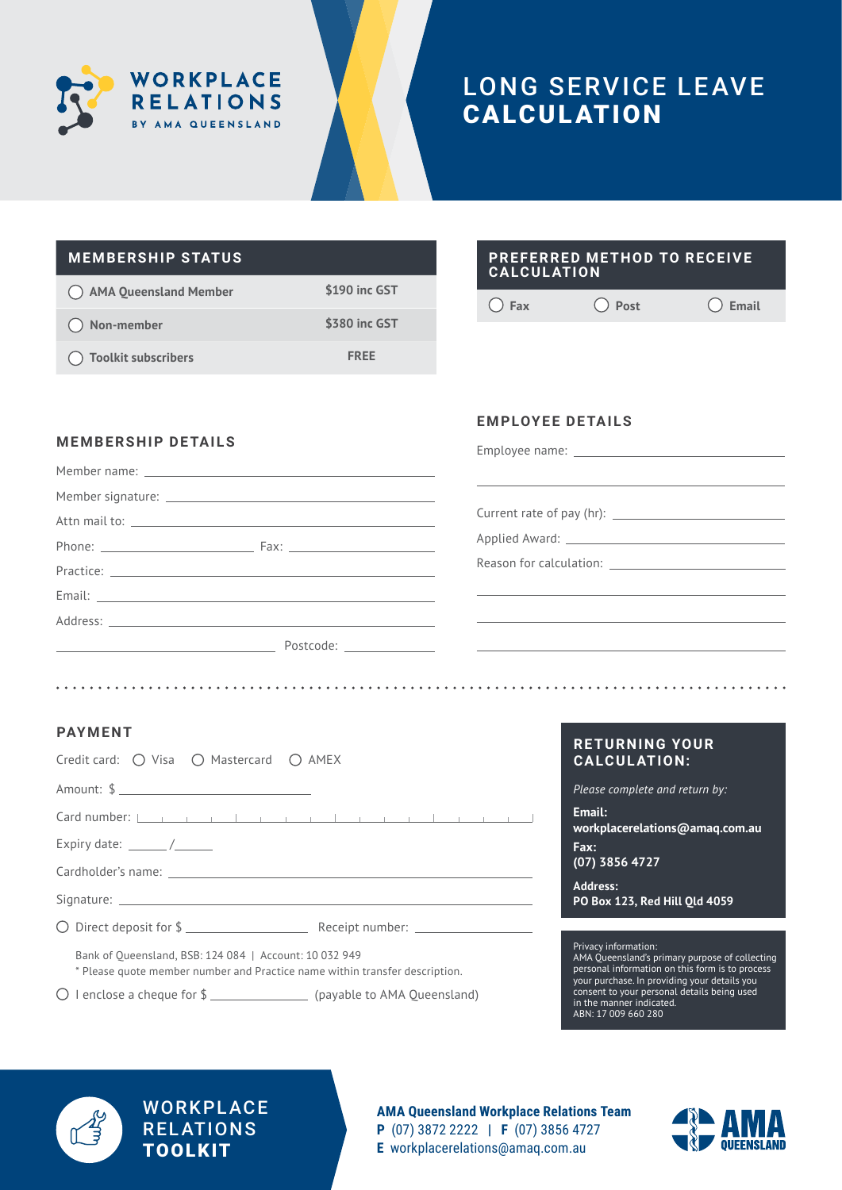WORKPLACE RELATIONS BY AMA QUEENSLAND

# LONG SERVICE LEAVE CALCULATION

## MEMBERSHIP STATUS

| | |
|---|---|
| ◯ AMA Queensland Member | $190 inc GST |
| ◯ Non-member | $380 inc GST |
| ◯ Toolkit subscribers | FREE |

## PREFERRED METHOD TO RECEIVE CALCULATION

◯ Fax ◯ Post ◯ Email

## MEMBERSHIP DETAILS

Member name: ____________________

Member signature: ____________________

Attn mail to: ____________________

Phone: ____________________ Fax: ____________________

Practice: ____________________

Email: ____________________

Address: ____________________

____________________ Postcode: ____________________

## EMPLOYEE DETAILS

Employee name: ____________________

____________________

Current rate of pay (hr): ____________________

Applied Award: ____________________

Reason for calculation: ____________________

____________________

____________________

____________________

## PAYMENT

Credit card: ◯ Visa ◯ Mastercard ◯ AMEX

Amount: $ ____________________

Card number: ____________________

Expiry date: ______/______

Cardholder's name: ____________________

Signature: ____________________

◯ Direct deposit for $ ____________________ Receipt number: ____________________

Bank of Queensland, BSB: 124 084 | Account: 10 032 949

\* Please quote member number and Practice name within transfer description.

◯ I enclose a cheque for $ ______________ (payable to AMA Queensland)

## RETURNING YOUR CALCULATION:

*Please complete and return by:*

**Email:**
**workplacerelations@amaq.com.au**

**Fax:**
**(07) 3856 4727**

**Address:**
**PO Box 123, Red Hill Qld 4059**

Privacy information:
AMA Queensland's primary purpose of collecting personal information on this form is to process your purchase. In providing your details you consent to your personal details being used in the manner indicated.
ABN: 17 009 660 280

WORKPLACE RELATIONS **TOOLKIT**

**AMA Queensland Workplace Relations Team**
**P** (07) 3872 2222 | **F** (07) 3856 4727
**E** workplacerelations@amaq.com.au

AMA QUEENSLAND